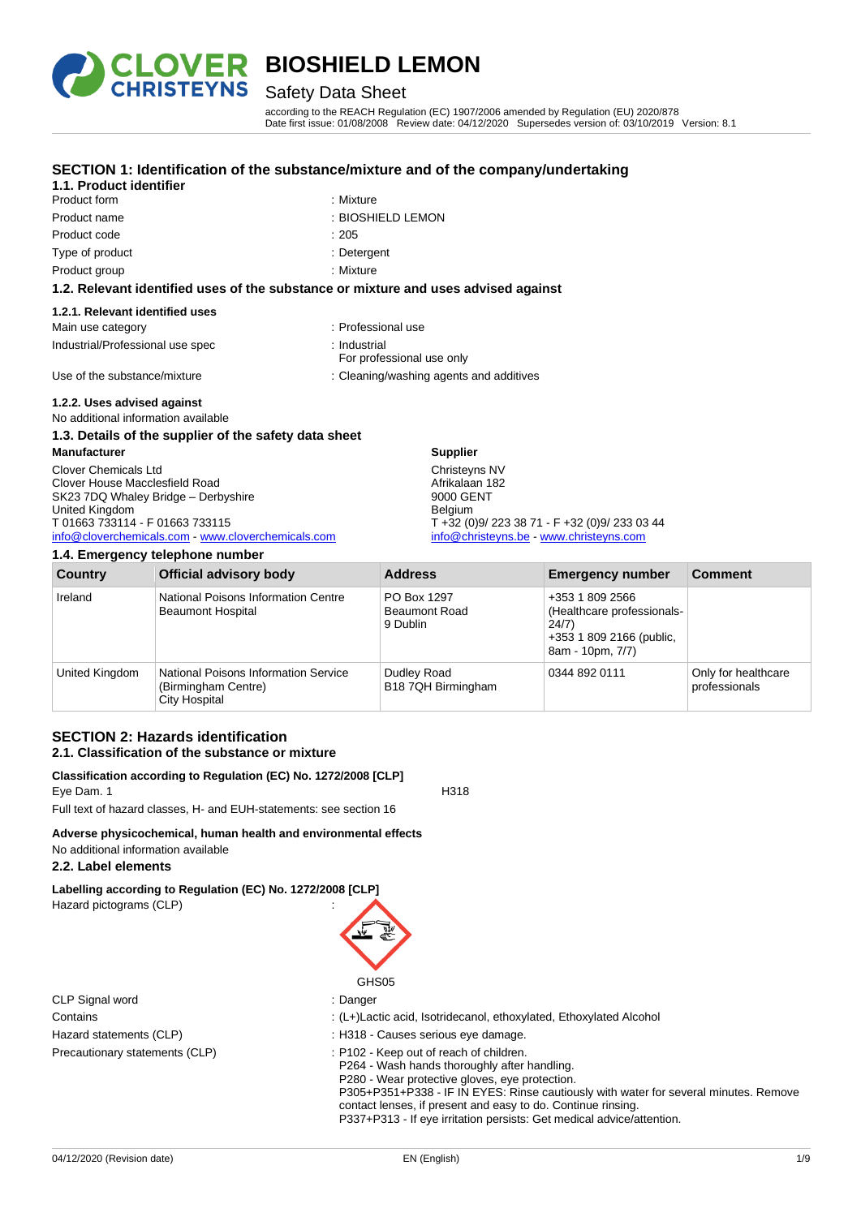# BIOSHIELD LEMON

## Safety Data Sheet

according to the REACH Regulation (EC) 1907/2006 amended by Regulation (EU) 2020/878
Date first issue: 01/08/2008 Review date: 04/12/2020 Supersedes version of: 03/10/2019 Version: 8.1

## SECTION 1: Identification of the substance/mixture and of the company/undertaking

### 1.1. Product identifier

Product form : Mixture
Product name : BIOSHIELD LEMON
Product code : 205
Type of product : Detergent
Product group : Mixture

### 1.2. Relevant identified uses of the substance or mixture and uses advised against

#### 1.2.1. Relevant identified uses

Main use category : Professional use
Industrial/Professional use spec : Industrial
For professional use only
Use of the substance/mixture : Cleaning/washing agents and additives

#### 1.2.2. Uses advised against

No additional information available

### 1.3. Details of the supplier of the safety data sheet

**Manufacturer**

Clover Chemicals Ltd
Clover House Macclesfield Road
SK23 7DQ Whaley Bridge – Derbyshire
United Kingdom
T 01663 733114 - F 01663 733115
info@cloverchemicals.com - www.cloverchemicals.com

**Supplier**

Christeyns NV
Afrikalaan 182
9000 GENT
Belgium
T +32 (0)9/ 223 38 71 - F +32 (0)9/ 233 03 44
info@christeyns.be - www.christeyns.com

### 1.4. Emergency telephone number

| Country | Official advisory body | Address | Emergency number | Comment |
|---|---|---|---|---|
| Ireland | National Poisons Information Centre Beaumont Hospital | PO Box 1297 Beaumont Road 9 Dublin | +353 1 809 2566 (Healthcare professionals- 24/7) +353 1 809 2166 (public, 8am - 10pm, 7/7) | |
| United Kingdom | National Poisons Information Service (Birmingham Centre) City Hospital | Dudley Road B18 7QH Birmingham | 0344 892 0111 | Only for healthcare professionals |

## SECTION 2: Hazards identification

### 2.1. Classification of the substance or mixture

**Classification according to Regulation (EC) No. 1272/2008 [CLP]**

Eye Dam. 1 H318

Full text of hazard classes, H- and EUH-statements: see section 16

**Adverse physicochemical, human health and environmental effects**

No additional information available

### 2.2. Label elements

**Labelling according to Regulation (EC) No. 1272/2008 [CLP]**

Hazard pictograms (CLP) :

GHS05

CLP Signal word : Danger
Contains : (L+)Lactic acid, Isotridecanol, ethoxylated, Ethoxylated Alcohol
Hazard statements (CLP) : H318 - Causes serious eye damage.
Precautionary statements (CLP) : P102 - Keep out of reach of children.
P264 - Wash hands thoroughly after handling.
P280 - Wear protective gloves, eye protection.
P305+P351+P338 - IF IN EYES: Rinse cautiously with water for several minutes. Remove contact lenses, if present and easy to do. Continue rinsing.
P337+P313 - If eye irritation persists: Get medical advice/attention.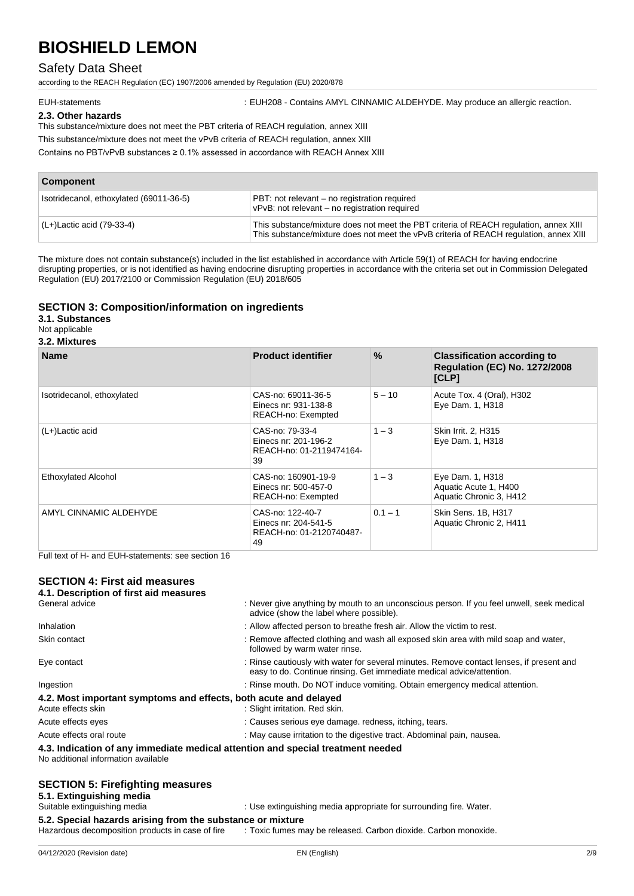EUH-statements : EUH208 - Contains AMYL CINNAMIC ALDEHYDE. May produce an allergic reaction.

### 2.3. Other hazards

This substance/mixture does not meet the PBT criteria of REACH regulation, annex XIII

This substance/mixture does not meet the vPvB criteria of REACH regulation, annex XIII

Contains no PBT/vPvB substances ≥ 0.1% assessed in accordance with REACH Annex XIII

| Component | |
|---|---|
| Isotridecanol, ethoxylated (69011-36-5) | PBT: not relevant – no registration required<br>vPvB: not relevant – no registration required |
| (L+)Lactic acid (79-33-4) | This substance/mixture does not meet the PBT criteria of REACH regulation, annex XIII<br>This substance/mixture does not meet the vPvB criteria of REACH regulation, annex XIII |

The mixture does not contain substance(s) included in the list established in accordance with Article 59(1) of REACH for having endocrine disrupting properties, or is not identified as having endocrine disrupting properties in accordance with the criteria set out in Commission Delegated Regulation (EU) 2017/2100 or Commission Regulation (EU) 2018/605

## SECTION 3: Composition/information on ingredients

### 3.1. Substances

Not applicable

### 3.2. Mixtures

| Name | Product identifier | % | Classification according to Regulation (EC) No. 1272/2008 [CLP] |
|---|---|---|---|
| Isotridecanol, ethoxylated | CAS-no: 69011-36-5<br>Einecs nr: 931-138-8<br>REACH-no: Exempted | 5 – 10 | Acute Tox. 4 (Oral), H302<br>Eye Dam. 1, H318 |
| (L+)Lactic acid | CAS-no: 79-33-4<br>Einecs nr: 201-196-2<br>REACH-no: 01-2119474164-39 | 1 – 3 | Skin Irrit. 2, H315<br>Eye Dam. 1, H318 |
| Ethoxylated Alcohol | CAS-no: 160901-19-9<br>Einecs nr: 500-457-0<br>REACH-no: Exempted | 1 – 3 | Eye Dam. 1, H318<br>Aquatic Acute 1, H400<br>Aquatic Chronic 3, H412 |
| AMYL CINNAMIC ALDEHYDE | CAS-no: 122-40-7<br>Einecs nr: 204-541-5<br>REACH-no: 01-2120740487-49 | 0.1 – 1 | Skin Sens. 1B, H317<br>Aquatic Chronic 2, H411 |

Full text of H- and EUH-statements: see section 16

## SECTION 4: First aid measures

### 4.1. Description of first aid measures

General advice : Never give anything by mouth to an unconscious person. If you feel unwell, seek medical advice (show the label where possible).

Inhalation : Allow affected person to breathe fresh air. Allow the victim to rest.

Skin contact : Remove affected clothing and wash all exposed skin area with mild soap and water, followed by warm water rinse.

Eye contact : Rinse cautiously with water for several minutes. Remove contact lenses, if present and easy to do. Continue rinsing. Get immediate medical advice/attention.

Ingestion : Rinse mouth. Do NOT induce vomiting. Obtain emergency medical attention.

### 4.2. Most important symptoms and effects, both acute and delayed

Acute effects skin : Slight irritation. Red skin.

Acute effects eyes : Causes serious eye damage. redness, itching, tears.

Acute effects oral route : May cause irritation to the digestive tract. Abdominal pain, nausea.

### 4.3. Indication of any immediate medical attention and special treatment needed

No additional information available

## SECTION 5: Firefighting measures

### 5.1. Extinguishing media

Suitable extinguishing media : Use extinguishing media appropriate for surrounding fire. Water.

### 5.2. Special hazards arising from the substance or mixture

Hazardous decomposition products in case of fire : Toxic fumes may be released. Carbon dioxide. Carbon monoxide.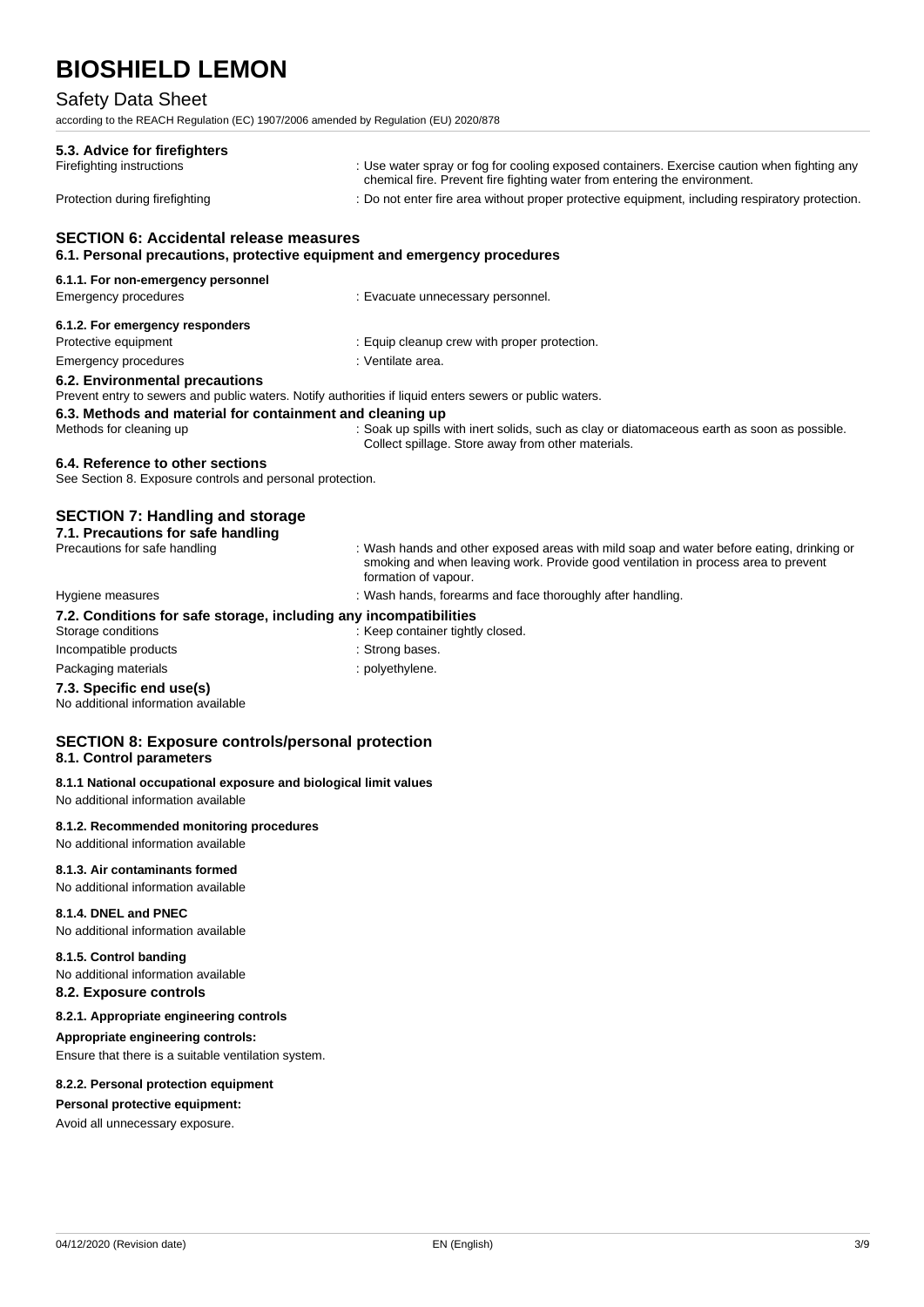#### 5.3. Advice for firefighters

| | |
|---|---|
| Firefighting instructions | : Use water spray or fog for cooling exposed containers. Exercise caution when fighting any chemical fire. Prevent fire fighting water from entering the environment. |
| Protection during firefighting | : Do not enter fire area without proper protective equipment, including respiratory protection. |

## SECTION 6: Accidental release measures

### 6.1. Personal precautions, protective equipment and emergency procedures

#### 6.1.1. For non-emergency personnel

| | |
|---|---|
| Emergency procedures | : Evacuate unnecessary personnel. |

#### 6.1.2. For emergency responders

| | |
|---|---|
| Protective equipment | : Equip cleanup crew with proper protection. |
| Emergency procedures | : Ventilate area. |

### 6.2. Environmental precautions

Prevent entry to sewers and public waters. Notify authorities if liquid enters sewers or public waters.

### 6.3. Methods and material for containment and cleaning up

| | |
|---|---|
| Methods for cleaning up | : Soak up spills with inert solids, such as clay or diatomaceous earth as soon as possible. Collect spillage. Store away from other materials. |

### 6.4. Reference to other sections

See Section 8. Exposure controls and personal protection.

## SECTION 7: Handling and storage

### 7.1. Precautions for safe handling

| | |
|---|---|
| Precautions for safe handling | : Wash hands and other exposed areas with mild soap and water before eating, drinking or smoking and when leaving work. Provide good ventilation in process area to prevent formation of vapour. |
| Hygiene measures | : Wash hands, forearms and face thoroughly after handling. |

### 7.2. Conditions for safe storage, including any incompatibilities

| | |
|---|---|
| Storage conditions | : Keep container tightly closed. |
| Incompatible products | : Strong bases. |
| Packaging materials | : polyethylene. |

### 7.3. Specific end use(s)

No additional information available

## SECTION 8: Exposure controls/personal protection

### 8.1. Control parameters

#### 8.1.1 National occupational exposure and biological limit values

No additional information available

#### 8.1.2. Recommended monitoring procedures

No additional information available

#### 8.1.3. Air contaminants formed

No additional information available

#### 8.1.4. DNEL and PNEC

No additional information available

#### 8.1.5. Control banding

No additional information available

### 8.2. Exposure controls

#### 8.2.1. Appropriate engineering controls

**Appropriate engineering controls:**

Ensure that there is a suitable ventilation system.

#### 8.2.2. Personal protection equipment

**Personal protective equipment:**

Avoid all unnecessary exposure.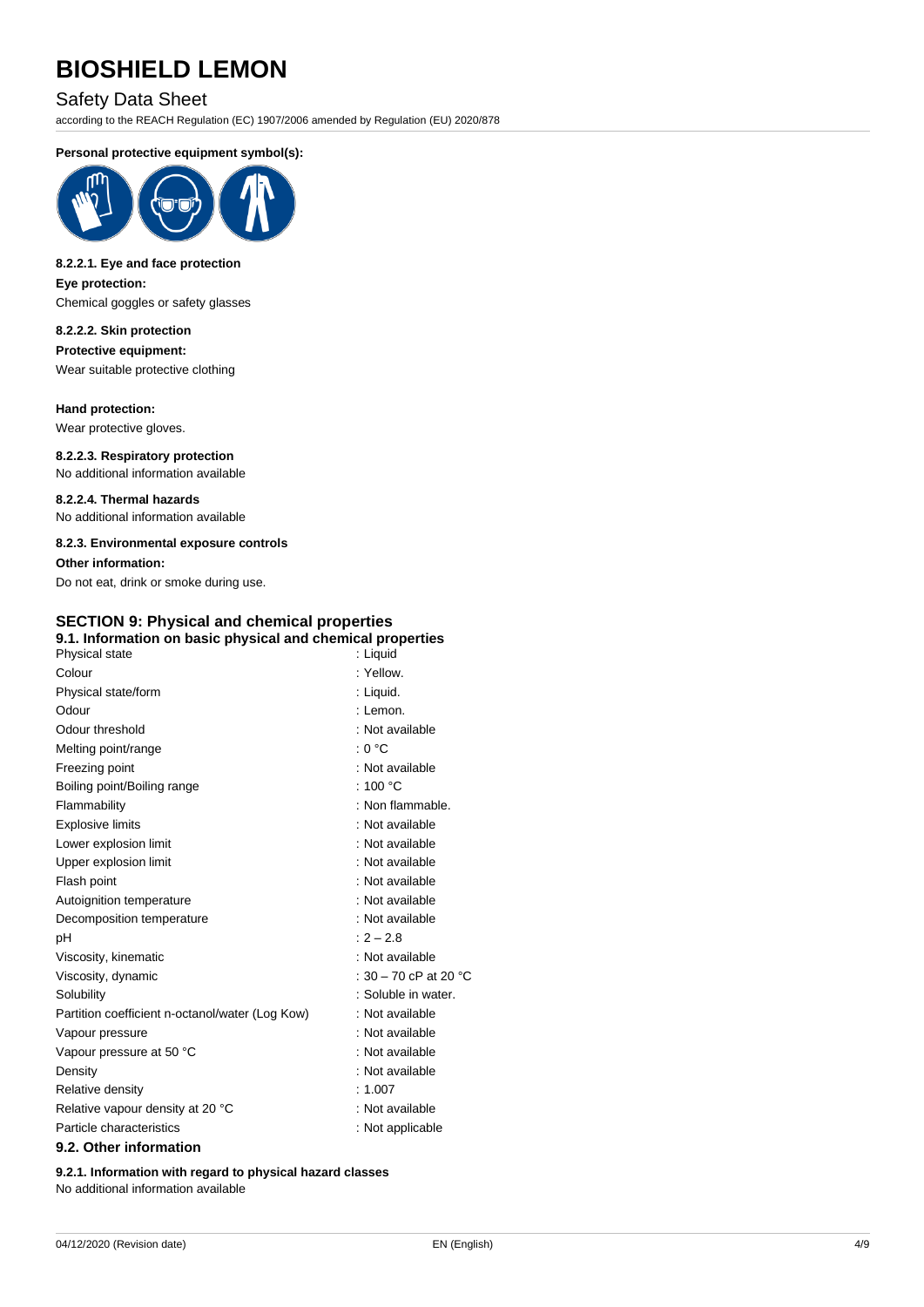**Personal protective equipment symbol(s):**

#### 8.2.2.1. Eye and face protection

**Eye protection:**

Chemical goggles or safety glasses

#### 8.2.2.2. Skin protection

**Protective equipment:**

Wear suitable protective clothing

**Hand protection:**

Wear protective gloves.

#### 8.2.2.3. Respiratory protection

No additional information available

#### 8.2.2.4. Thermal hazards

No additional information available

#### 8.2.3. Environmental exposure controls

**Other information:**

Do not eat, drink or smoke during use.

## SECTION 9: Physical and chemical properties

### 9.1. Information on basic physical and chemical properties

| Property | Value |
|---|---|
| Physical state | : Liquid |
| Colour | : Yellow. |
| Physical state/form | : Liquid. |
| Odour | : Lemon. |
| Odour threshold | : Not available |
| Melting point/range | : 0 °C |
| Freezing point | : Not available |
| Boiling point/Boiling range | : 100 °C |
| Flammability | : Non flammable. |
| Explosive limits | : Not available |
| Lower explosion limit | : Not available |
| Upper explosion limit | : Not available |
| Flash point | : Not available |
| Autoignition temperature | : Not available |
| Decomposition temperature | : Not available |
| pH | : 2 – 2.8 |
| Viscosity, kinematic | : Not available |
| Viscosity, dynamic | : 30 – 70 cP at 20 °C |
| Solubility | : Soluble in water. |
| Partition coefficient n-octanol/water (Log Kow) | : Not available |
| Vapour pressure | : Not available |
| Vapour pressure at 50 °C | : Not available |
| Density | : Not available |
| Relative density | : 1.007 |
| Relative vapour density at 20 °C | : Not available |
| Particle characteristics | : Not applicable |

### 9.2. Other information

#### 9.2.1. Information with regard to physical hazard classes

No additional information available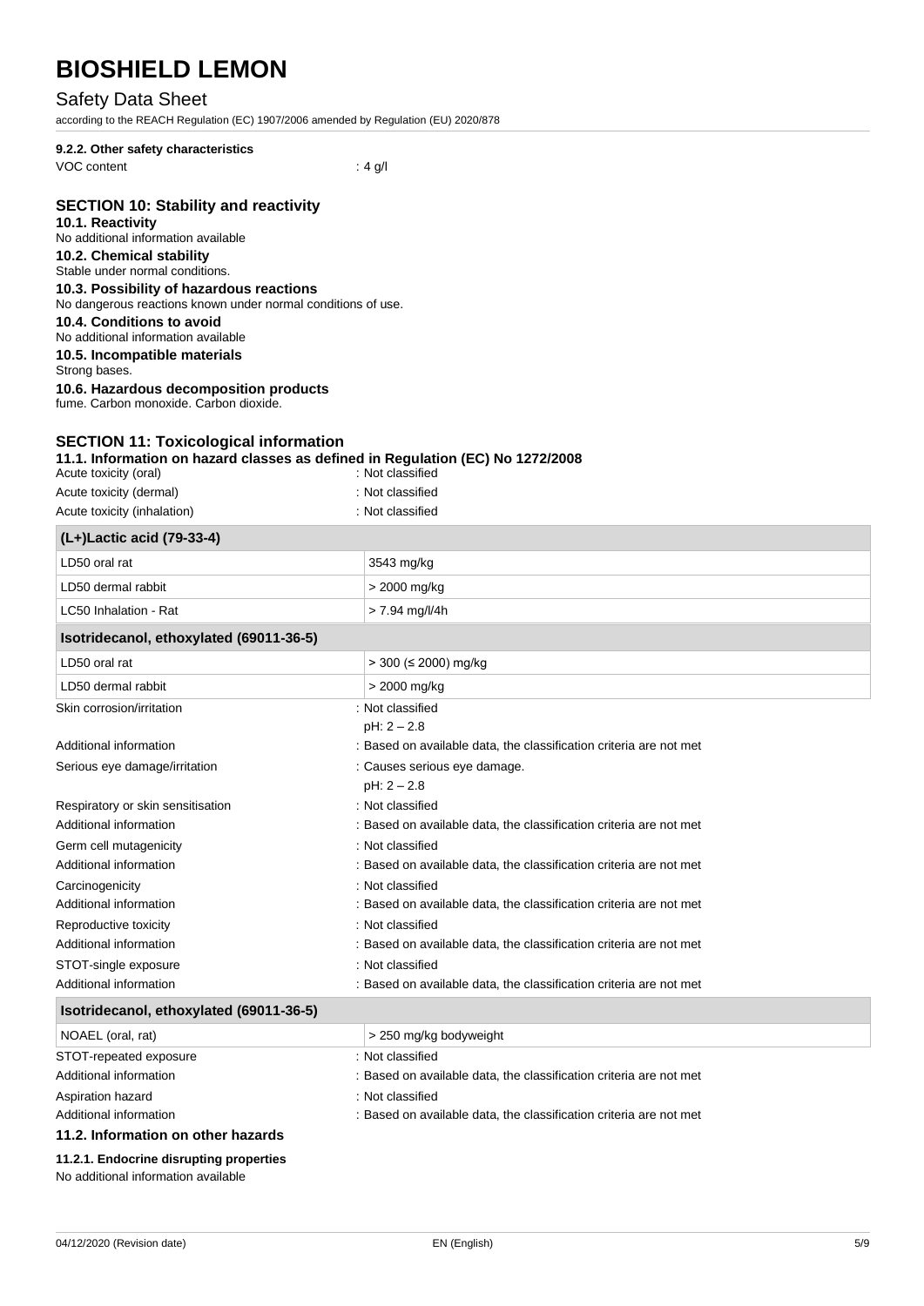#### 9.2.2. Other safety characteristics

VOC content : 4 g/l

## SECTION 10: Stability and reactivity

### 10.1. Reactivity

No additional information available

### 10.2. Chemical stability

Stable under normal conditions.

### 10.3. Possibility of hazardous reactions

No dangerous reactions known under normal conditions of use.

### 10.4. Conditions to avoid

No additional information available

### 10.5. Incompatible materials

Strong bases.

### 10.6. Hazardous decomposition products

fume. Carbon monoxide. Carbon dioxide.

## SECTION 11: Toxicological information

### 11.1. Information on hazard classes as defined in Regulation (EC) No 1272/2008

Acute toxicity (oral) : Not classified

Acute toxicity (dermal) : Not classified

Acute toxicity (inhalation) : Not classified

| (L+)Lactic acid (79-33-4) | |
|---|---|
| LD50 oral rat | 3543 mg/kg |
| LD50 dermal rabbit | > 2000 mg/kg |
| LC50 Inhalation - Rat | > 7.94 mg/l/4h |

| Isotridecanol, ethoxylated (69011-36-5) | |
|---|---|
| LD50 oral rat | > 300 (≤ 2000) mg/kg |
| LD50 dermal rabbit | > 2000 mg/kg |

Skin corrosion/irritation : Not classified
pH: 2 – 2.8

Additional information : Based on available data, the classification criteria are not met

Serious eye damage/irritation : Causes serious eye damage.
pH: 2 – 2.8

Respiratory or skin sensitisation : Not classified

Additional information : Based on available data, the classification criteria are not met

Germ cell mutagenicity : Not classified

Additional information : Based on available data, the classification criteria are not met

Carcinogenicity : Not classified

Additional information : Based on available data, the classification criteria are not met

Reproductive toxicity : Not classified

Additional information : Based on available data, the classification criteria are not met

STOT-single exposure : Not classified

Additional information : Based on available data, the classification criteria are not met

| Isotridecanol, ethoxylated (69011-36-5) | |
|---|---|
| NOAEL (oral, rat) | > 250 mg/kg bodyweight |

STOT-repeated exposure : Not classified

Additional information : Based on available data, the classification criteria are not met

Aspiration hazard : Not classified

Additional information : Based on available data, the classification criteria are not met

### 11.2. Information on other hazards

#### 11.2.1. Endocrine disrupting properties

No additional information available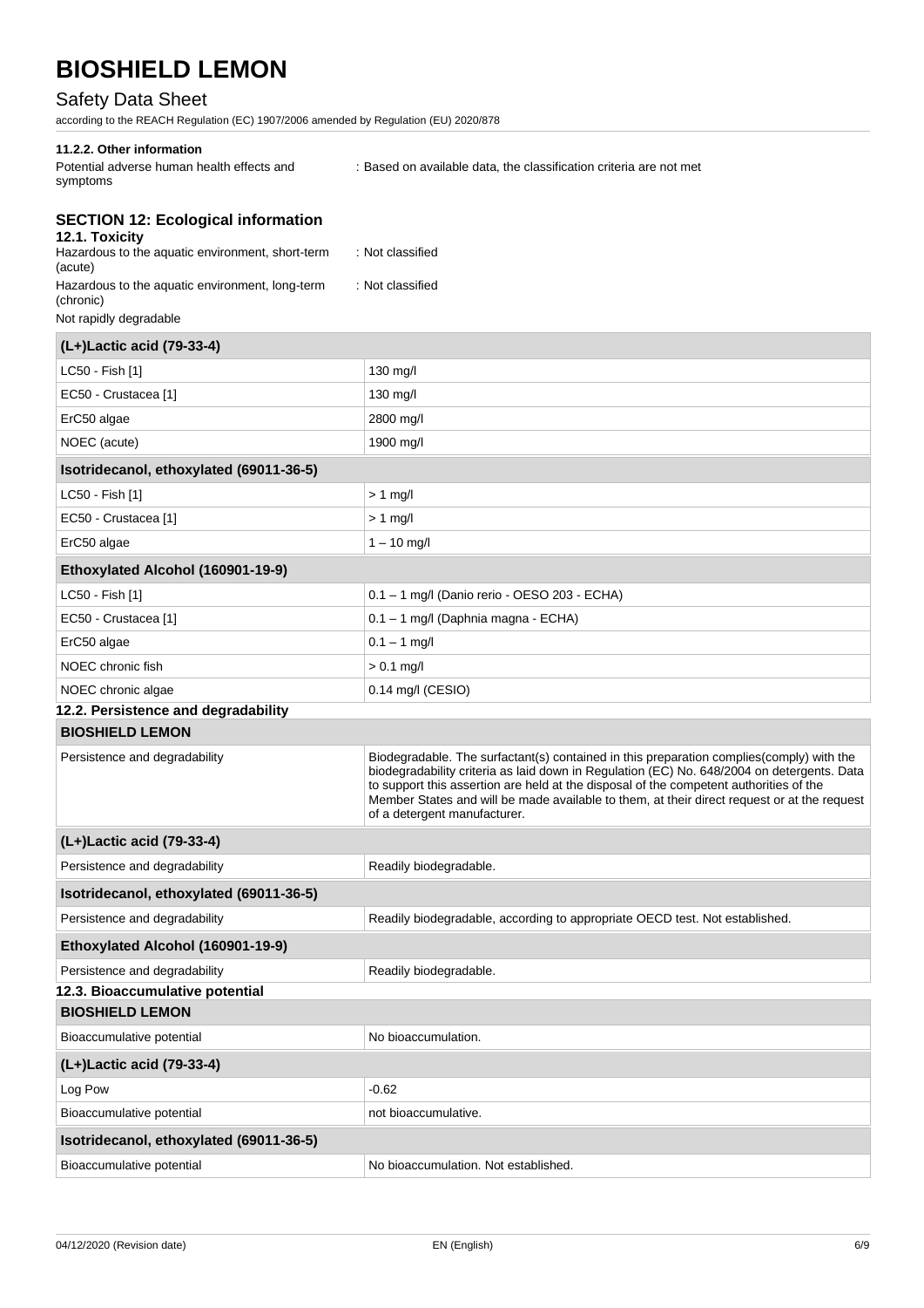#### 11.2.2. Other information

Potential adverse human health effects and symptoms : Based on available data, the classification criteria are not met

## SECTION 12: Ecological information

### 12.1. Toxicity

Hazardous to the aquatic environment, short-term (acute) : Not classified

Hazardous to the aquatic environment, long-term (chronic) : Not classified

Not rapidly degradable

| (L+)Lactic acid (79-33-4) | |
|---|---|
| LC50 - Fish [1] | 130 mg/l |
| EC50 - Crustacea [1] | 130 mg/l |
| ErC50 algae | 2800 mg/l |
| NOEC (acute) | 1900 mg/l |
| **Isotridecanol, ethoxylated (69011-36-5)** | |
| LC50 - Fish [1] | > 1 mg/l |
| EC50 - Crustacea [1] | > 1 mg/l |
| ErC50 algae | 1 – 10 mg/l |
| **Ethoxylated Alcohol (160901-19-9)** | |
| LC50 - Fish [1] | 0.1 – 1 mg/l (Danio rerio - OESO 203 - ECHA) |
| EC50 - Crustacea [1] | 0.1 – 1 mg/l (Daphnia magna - ECHA) |
| ErC50 algae | 0.1 – 1 mg/l |
| NOEC chronic fish | > 0.1 mg/l |
| NOEC chronic algae | 0.14 mg/l (CESIO) |

### 12.2. Persistence and degradability

| BIOSHIELD LEMON | |
|---|---|
| Persistence and degradability | Biodegradable. The surfactant(s) contained in this preparation complies(comply) with the biodegradability criteria as laid down in Regulation (EC) No. 648/2004 on detergents. Data to support this assertion are held at the disposal of the competent authorities of the Member States and will be made available to them, at their direct request or at the request of a detergent manufacturer. |
| **(L+)Lactic acid (79-33-4)** | |
| Persistence and degradability | Readily biodegradable. |
| **Isotridecanol, ethoxylated (69011-36-5)** | |
| Persistence and degradability | Readily biodegradable, according to appropriate OECD test. Not established. |
| **Ethoxylated Alcohol (160901-19-9)** | |
| Persistence and degradability | Readily biodegradable. |

### 12.3. Bioaccumulative potential

| BIOSHIELD LEMON | |
|---|---|
| Bioaccumulative potential | No bioaccumulation. |
| **(L+)Lactic acid (79-33-4)** | |
| Log Pow | -0.62 |
| Bioaccumulative potential | not bioaccumulative. |
| **Isotridecanol, ethoxylated (69011-36-5)** | |
| Bioaccumulative potential | No bioaccumulation. Not established. |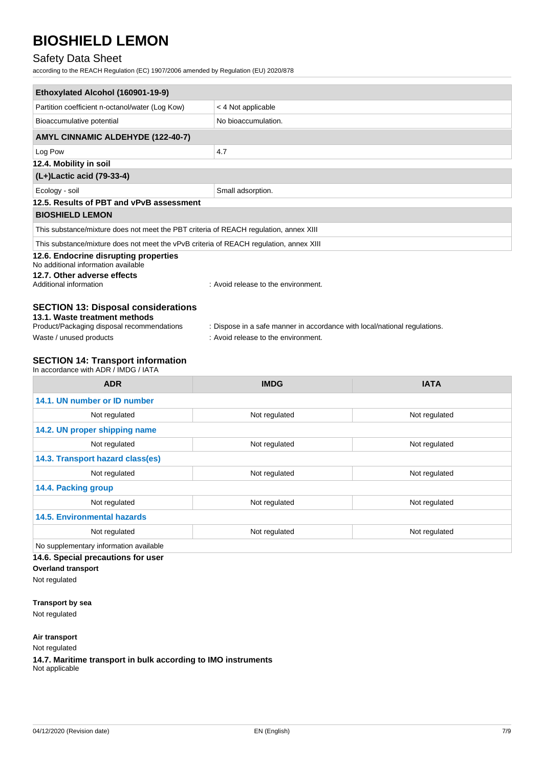| Ethoxylated Alcohol (160901-19-9) | |
|---|---|
| Partition coefficient n-octanol/water (Log Kow) | < 4 Not applicable |
| Bioaccumulative potential | No bioaccumulation. |

| AMYL CINNAMIC ALDEHYDE (122-40-7) | |
|---|---|
| Log Pow | 4.7 |

### 12.4. Mobility in soil

| (L+)Lactic acid (79-33-4) | |
|---|---|
| Ecology - soil | Small adsorption. |

### 12.5. Results of PBT and vPvB assessment

| BIOSHIELD LEMON |
|---|
| This substance/mixture does not meet the PBT criteria of REACH regulation, annex XIII |
| This substance/mixture does not meet the vPvB criteria of REACH regulation, annex XIII |

### 12.6. Endocrine disrupting properties

No additional information available

### 12.7. Other adverse effects

Additional information : Avoid release to the environment.

## SECTION 13: Disposal considerations

### 13.1. Waste treatment methods

Product/Packaging disposal recommendations : Dispose in a safe manner in accordance with local/national regulations.

Waste / unused products : Avoid release to the environment.

## SECTION 14: Transport information

In accordance with ADR / IMDG / IATA

| ADR | IMDG | IATA |
|---|---|---|
| **14.1. UN number or ID number** | | |
| Not regulated | Not regulated | Not regulated |
| **14.2. UN proper shipping name** | | |
| Not regulated | Not regulated | Not regulated |
| **14.3. Transport hazard class(es)** | | |
| Not regulated | Not regulated | Not regulated |
| **14.4. Packing group** | | |
| Not regulated | Not regulated | Not regulated |
| **14.5. Environmental hazards** | | |
| Not regulated | Not regulated | Not regulated |
| No supplementary information available | | |

### 14.6. Special precautions for user

**Overland transport**

Not regulated

**Transport by sea**

Not regulated

**Air transport**

Not regulated

### 14.7. Maritime transport in bulk according to IMO instruments

Not applicable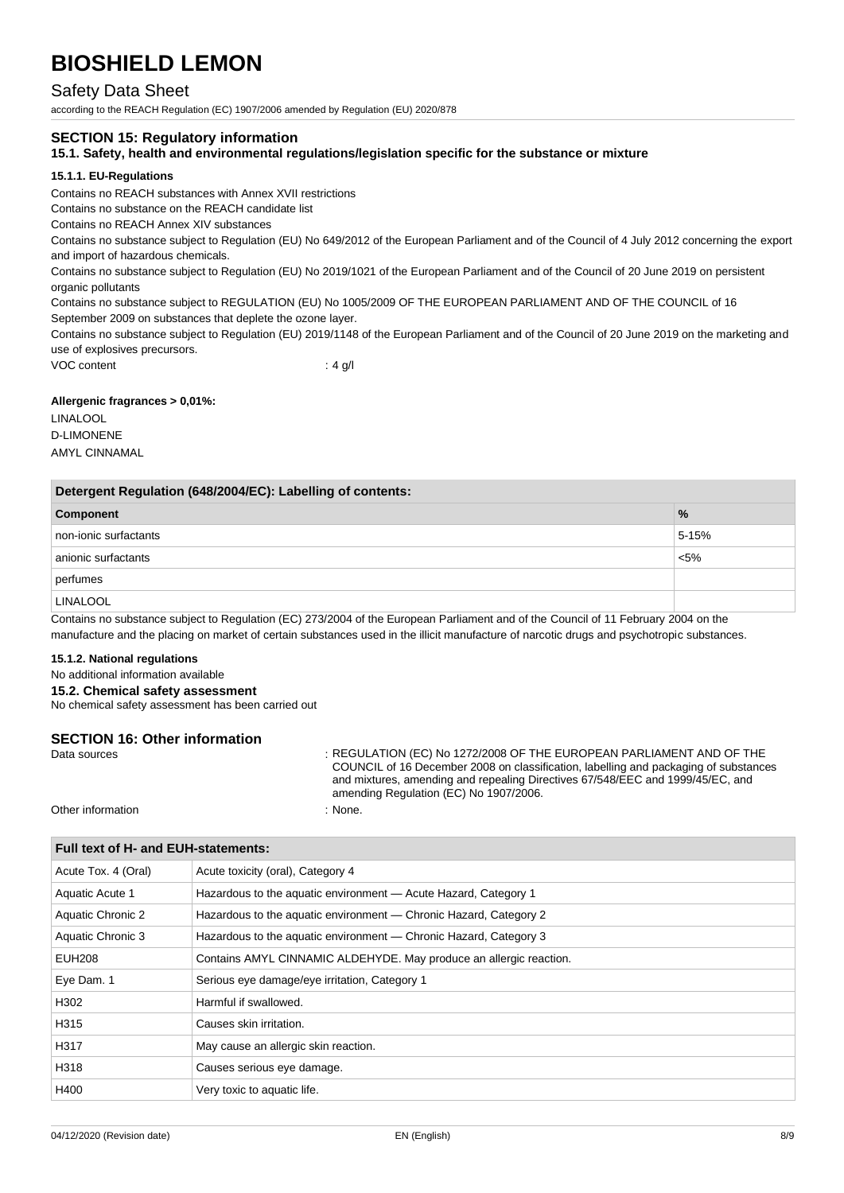## SECTION 15: Regulatory information

### 15.1. Safety, health and environmental regulations/legislation specific for the substance or mixture

#### 15.1.1. EU-Regulations

Contains no REACH substances with Annex XVII restrictions

Contains no substance on the REACH candidate list

Contains no REACH Annex XIV substances

Contains no substance subject to Regulation (EU) No 649/2012 of the European Parliament and of the Council of 4 July 2012 concerning the export and import of hazardous chemicals.

Contains no substance subject to Regulation (EU) No 2019/1021 of the European Parliament and of the Council of 20 June 2019 on persistent organic pollutants

Contains no substance subject to REGULATION (EU) No 1005/2009 OF THE EUROPEAN PARLIAMENT AND OF THE COUNCIL of 16 September 2009 on substances that deplete the ozone layer.

Contains no substance subject to Regulation (EU) 2019/1148 of the European Parliament and of the Council of 20 June 2019 on the marketing and use of explosives precursors.

VOC content : 4 g/l

**Allergenic fragrances > 0,01%:**

LINALOOL
D-LIMONENE
AMYL CINNAMAL

| Detergent Regulation (648/2004/EC): Labelling of contents: | |
|---|---|
| **Component** | **%** |
| non-ionic surfactants | 5-15% |
| anionic surfactants | <5% |
| perfumes | |
| LINALOOL | |

Contains no substance subject to Regulation (EC) 273/2004 of the European Parliament and of the Council of 11 February 2004 on the manufacture and the placing on market of certain substances used in the illicit manufacture of narcotic drugs and psychotropic substances.

#### 15.1.2. National regulations

No additional information available

### 15.2. Chemical safety assessment

No chemical safety assessment has been carried out

## SECTION 16: Other information

Data sources : REGULATION (EC) No 1272/2008 OF THE EUROPEAN PARLIAMENT AND OF THE COUNCIL of 16 December 2008 on classification, labelling and packaging of substances and mixtures, amending and repealing Directives 67/548/EEC and 1999/45/EC, and amending Regulation (EC) No 1907/2006.

Other information : None.

| Full text of H- and EUH-statements: | |
|---|---|
| Acute Tox. 4 (Oral) | Acute toxicity (oral), Category 4 |
| Aquatic Acute 1 | Hazardous to the aquatic environment — Acute Hazard, Category 1 |
| Aquatic Chronic 2 | Hazardous to the aquatic environment — Chronic Hazard, Category 2 |
| Aquatic Chronic 3 | Hazardous to the aquatic environment — Chronic Hazard, Category 3 |
| EUH208 | Contains AMYL CINNAMIC ALDEHYDE. May produce an allergic reaction. |
| Eye Dam. 1 | Serious eye damage/eye irritation, Category 1 |
| H302 | Harmful if swallowed. |
| H315 | Causes skin irritation. |
| H317 | May cause an allergic skin reaction. |
| H318 | Causes serious eye damage. |
| H400 | Very toxic to aquatic life. |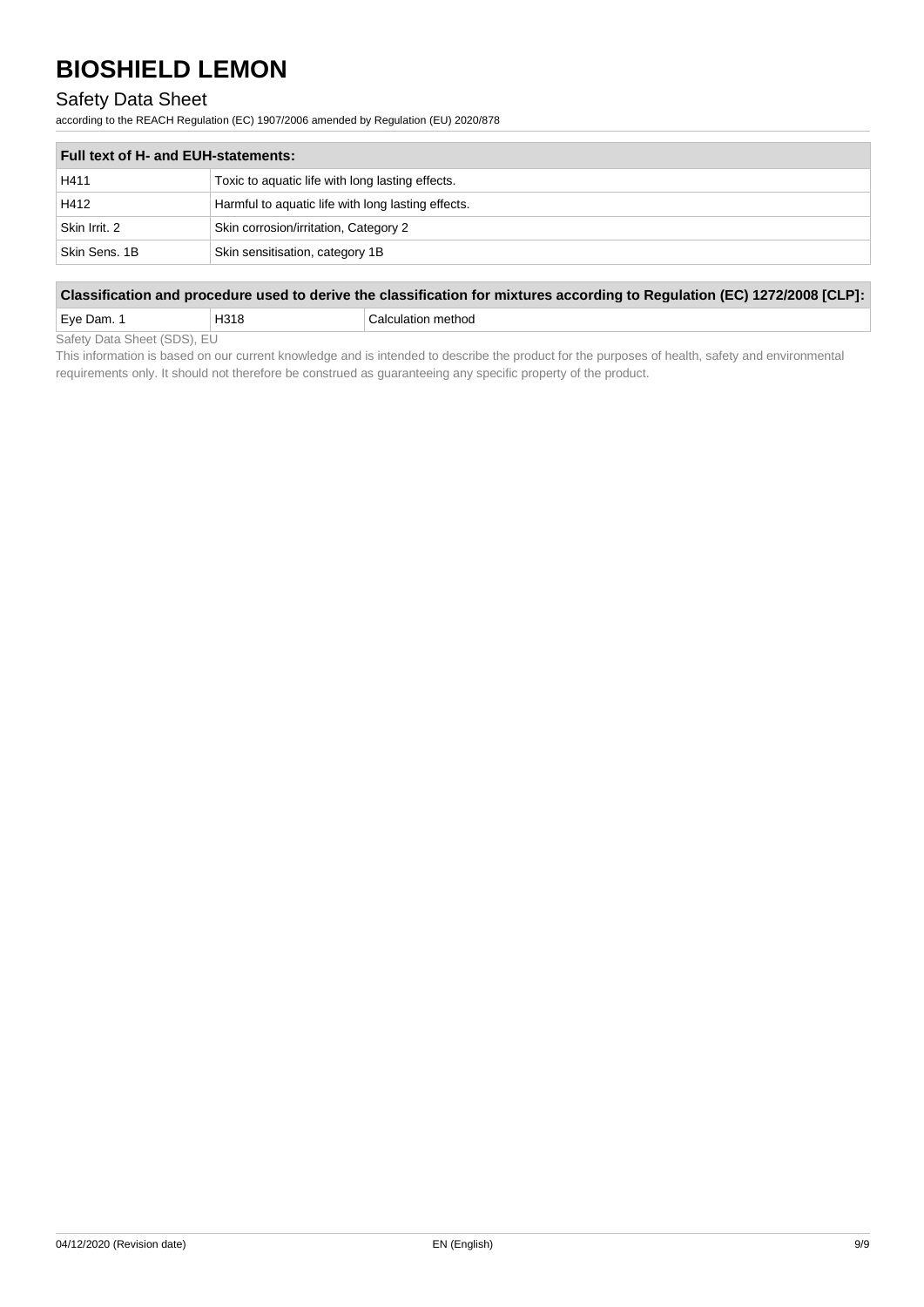| Full text of H- and EUH-statements: | |
|---|---|
| H411 | Toxic to aquatic life with long lasting effects. |
| H412 | Harmful to aquatic life with long lasting effects. |
| Skin Irrit. 2 | Skin corrosion/irritation, Category 2 |
| Skin Sens. 1B | Skin sensitisation, category 1B |

| Classification and procedure used to derive the classification for mixtures according to Regulation (EC) 1272/2008 [CLP]: | | |
|---|---|---|
| Eye Dam. 1 | H318 | Calculation method |

Safety Data Sheet (SDS), EU

This information is based on our current knowledge and is intended to describe the product for the purposes of health, safety and environmental requirements only. It should not therefore be construed as guaranteeing any specific property of the product.